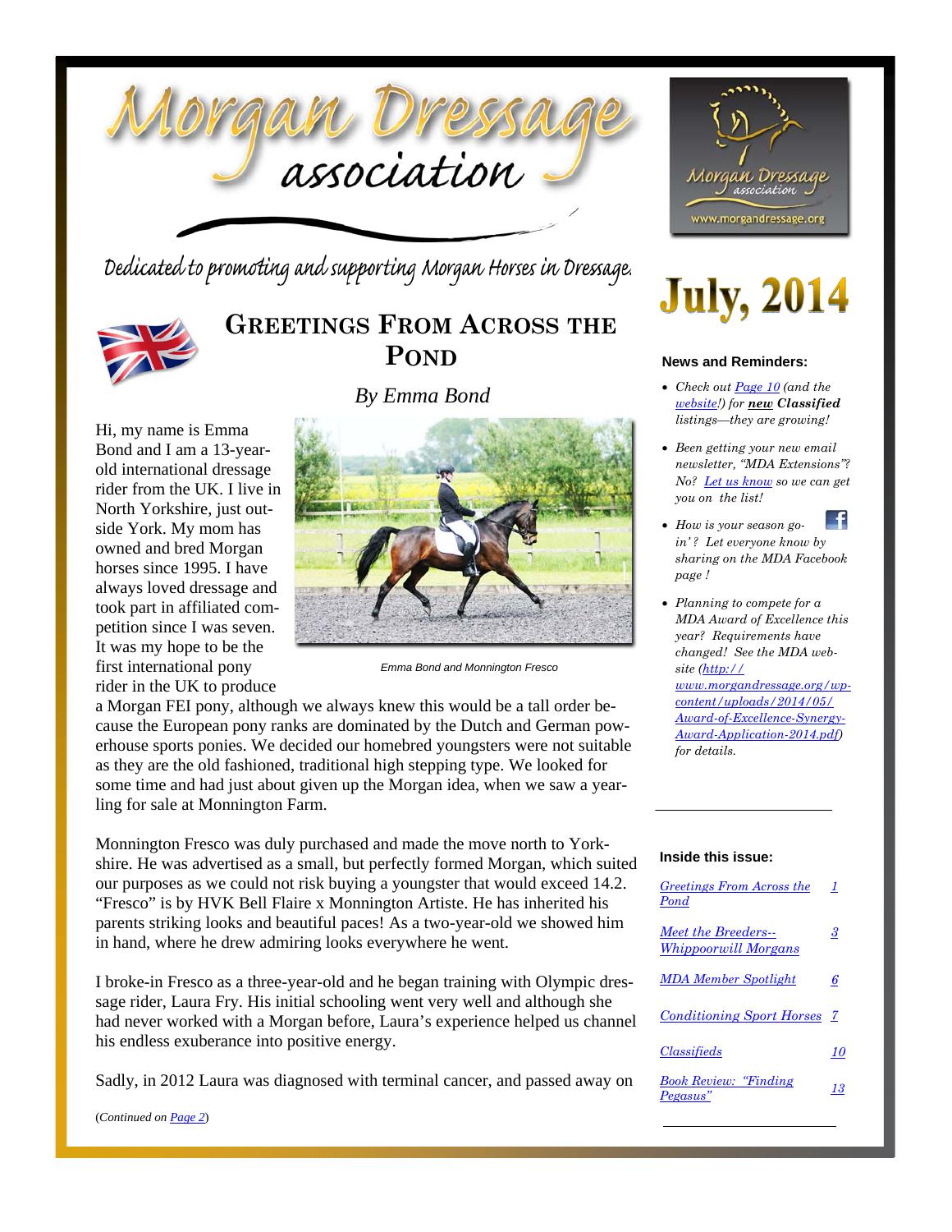# Morgan Dressage association

Dedicated to promoting and supporting Morgan Horses in Dressage.

July, 2014

## Greetings From Across the Pond

*By Emma Bond*

Hi, my name is Emma Bond and I am a 13-year-old international dressage rider from the UK. I live in North Yorkshire, just outside York. My mom has owned and bred Morgan horses since 1995. I have always loved dressage and took part in affiliated competition since I was seven. It was my hope to be the first international pony rider in the UK to produce a Morgan FEI pony, although we always knew this would be a tall order because the European pony ranks are dominated by the Dutch and German powerhouse sports ponies. We decided our homebred youngsters were not suitable as they are the old fashioned, traditional high stepping type. We looked for some time and had just about given up the Morgan idea, when we saw a yearling for sale at Monnington Farm.

*Emma Bond and Monnington Fresco*

Monnington Fresco was duly purchased and made the move north to Yorkshire. He was advertised as a small, but perfectly formed Morgan, which suited our purposes as we could not risk buying a youngster that would exceed 14.2. "Fresco" is by HVK Bell Flaire x Monnington Artiste. He has inherited his parents striking looks and beautiful paces! As a two-year-old we showed him in hand, where he drew admiring looks everywhere he went.

I broke-in Fresco as a three-year-old and he began training with Olympic dressage rider, Laura Fry. His initial schooling went very well and although she had never worked with a Morgan before, Laura's experience helped us channel his endless exuberance into positive energy.

Sadly, in 2012 Laura was diagnosed with terminal cancer, and passed away on

(Continued on Page 2)

### News and Reminders:

- *Check out Page 10 (and the website!) for **new** **Classified** listings—they are growing!*
- *Been getting your new email newsletter, "MDA Extensions"? No? Let us know so we can get you on the list!*
- *How is your season goin'? Let everyone know by sharing on the MDA Facebook page!*
- *Planning to compete for a MDA Award of Excellence this year? Requirements have changed! See the MDA website (http://www.morgandressage.org/wp-content/uploads/2014/05/Award-of-Excellence-Synergy-Award-Application-2014.pdf) for details.*

### Inside this issue:

| | |
|---|---|
| *Greetings From Across the Pond* | *1* |
| *Meet the Breeders--Whippoorwill Morgans* | *3* |
| *MDA Member Spotlight* | *6* |
| *Conditioning Sport Horses* | *7* |
| *Classifieds* | *10* |
| *Book Review: "Finding Pegasus"* | *13* |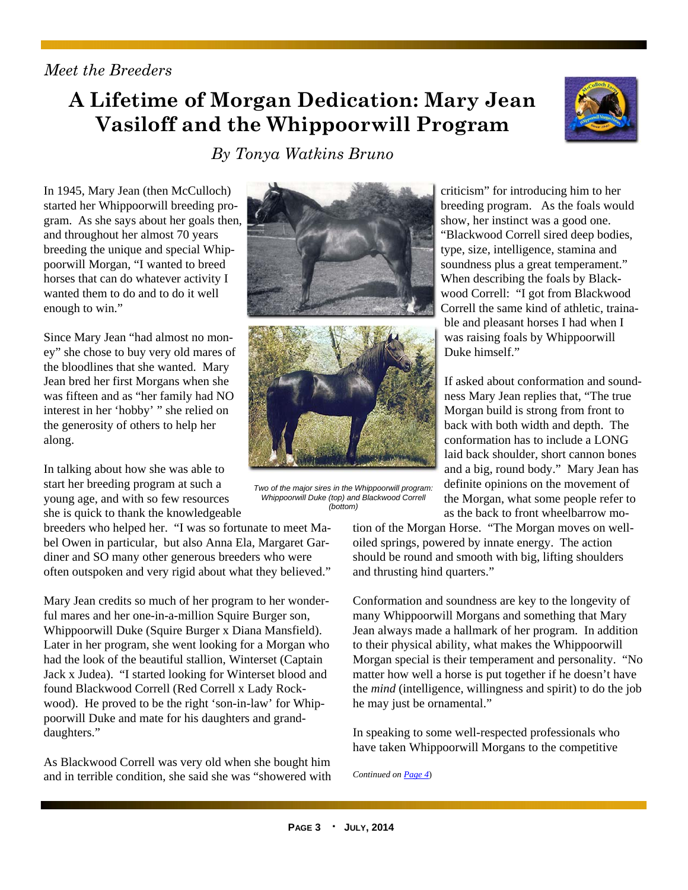*Meet the Breeders*

# A Lifetime of Morgan Dedication: Mary Jean Vasiloff and the Whippoorwill Program

*By Tonya Watkins Bruno*

In 1945, Mary Jean (then McCulloch) started her Whippoorwill breeding program. As she says about her goals then, and throughout her almost 70 years breeding the unique and special Whippoorwill Morgan, "I wanted to breed horses that can do whatever activity I wanted them to do and to do it well enough to win."

Since Mary Jean "had almost no money" she chose to buy very old mares of the bloodlines that she wanted. Mary Jean bred her first Morgans when she was fifteen and as "her family had NO interest in her 'hobby' " she relied on the generosity of others to help her along.

In talking about how she was able to start her breeding program at such a young age, and with so few resources she is quick to thank the knowledgeable breeders who helped her. "I was so fortunate to meet Mabel Owen in particular, but also Anna Ela, Margaret Gardiner and SO many other generous breeders who were often outspoken and very rigid about what they believed."

*Two of the major sires in the Whippoorwill program: Whippoorwill Duke (top) and Blackwood Correll (bottom)*

Mary Jean credits so much of her program to her wonderful mares and her one-in-a-million Squire Burger son, Whippoorwill Duke (Squire Burger x Diana Mansfield). Later in her program, she went looking for a Morgan who had the look of the beautiful stallion, Winterset (Captain Jack x Judea). "I started looking for Winterset blood and found Blackwood Correll (Red Correll x Lady Rockwood). He proved to be the right 'son-in-law' for Whippoorwill Duke and mate for his daughters and granddaughters."

As Blackwood Correll was very old when she bought him and in terrible condition, she said she was "showered with criticism" for introducing him to her breeding program. As the foals would show, her instinct was a good one. "Blackwood Correll sired deep bodies, type, size, intelligence, stamina and soundness plus a great temperament." When describing the foals by Blackwood Correll: "I got from Blackwood Correll the same kind of athletic, trainable and pleasant horses I had when I was raising foals by Whippoorwill Duke himself."

If asked about conformation and soundness Mary Jean replies that, "The true Morgan build is strong from front to back with both width and depth. The conformation has to include a LONG laid back shoulder, short cannon bones and a big, round body." Mary Jean has definite opinions on the movement of the Morgan, what some people refer to as the back to front wheelbarrow motion of the Morgan Horse. "The Morgan moves on well-oiled springs, powered by innate energy. The action should be round and smooth with big, lifting shoulders and thrusting hind quarters."

Conformation and soundness are key to the longevity of many Whippoorwill Morgans and something that Mary Jean always made a hallmark of her program. In addition to their physical ability, what makes the Whippoorwill Morgan special is their temperament and personality. "No matter how well a horse is put together if he doesn't have the *mind* (intelligence, willingness and spirit) to do the job he may just be ornamental."

In speaking to some well-respected professionals who have taken Whippoorwill Morgans to the competitive

*Continued on Page 4*)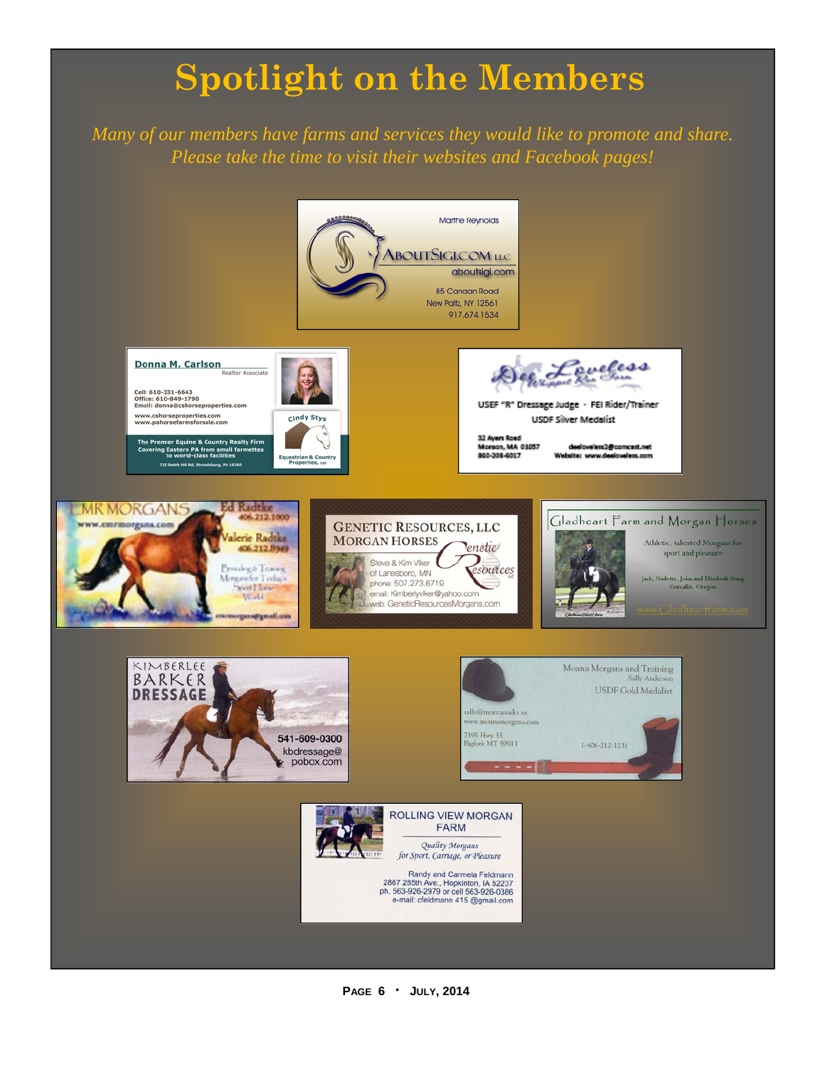# Spotlight on the Members

*Many of our members have farms and services they would like to promote and share. Please take the time to visit their websites and Facebook pages!*

Marthe Reynolds
ABOUTSIGI.COM LLC
aboutsigi.com
85 Canaan Road
New Paltz, NY 12561
917.674.1534

**Donna M. Carlson**
Realtor Associate
Cell: 610-331-6643
Office: 610-849-1790
Email: donna@cshorseproperties.com
www.cshorseproperties.com
www.pahorsefarmsforsale.com
The Premier Equine & Country Realty Firm Covering Eastern PA from small farmettes to world-class facilities
720 Smith Hill Rd, Stroudsburg, PA 18360
Cindy Stys
Equestrian & Country Properties, LLC

Dee Loveless
Whippoor Run Farm
USEF "R" Dressage Judge - FEI Rider/Trainer
USDF Silver Medalist
32 Ayers Road
Monson, MA 01057
860-208-6017
deeloveless2@comcast.net
Website: www.deeloveless.com

MR MORGANS
www.cmrmorgans.com
Ed Radtke 406.212.1000
Valerie Radtke 406.212.8949
Breeding & Training Morgans for Today's Sport Horse World
cmrmorgans@gmail.com

GENETIC RESOURCES, LLC
MORGAN HORSES
Genetic Resources LLC
Steve & Kim Viker
of Lanesboro, MN
phone: 507.273.6719
email: Kimberlyviker@yahoo.com
web: GeneticResourcesMorgans.com

Gladheart Farm and Morgan Horses
Athletic, talented Morgans for sport and pleasure
Jack, Nadette, John and Elizabeth Stang
Corvallis, Oregon
www.Gladheartfarm.com

KIMBERLEE BARKER DRESSAGE
541-609-0300
kbdressage@pobox.com

Moana Morgans and Training
Sally Anderson
USDF Gold Medalist
sally@montanasky.us
www.moanamorgans.com
7395 Hwy 35
Bigfork MT 59911
1-406-212-1231

ROLLING VIEW MORGAN FARM
*Quality Morgans for Sport, Carriage, or Pleasure*
Randy and Carmela Feldmann
2867 285th Ave., Hopkinton, IA 52237
ph. 563-926-2979 or cell 563-926-0386
e-mail: cfeldmann 415 @gmail.com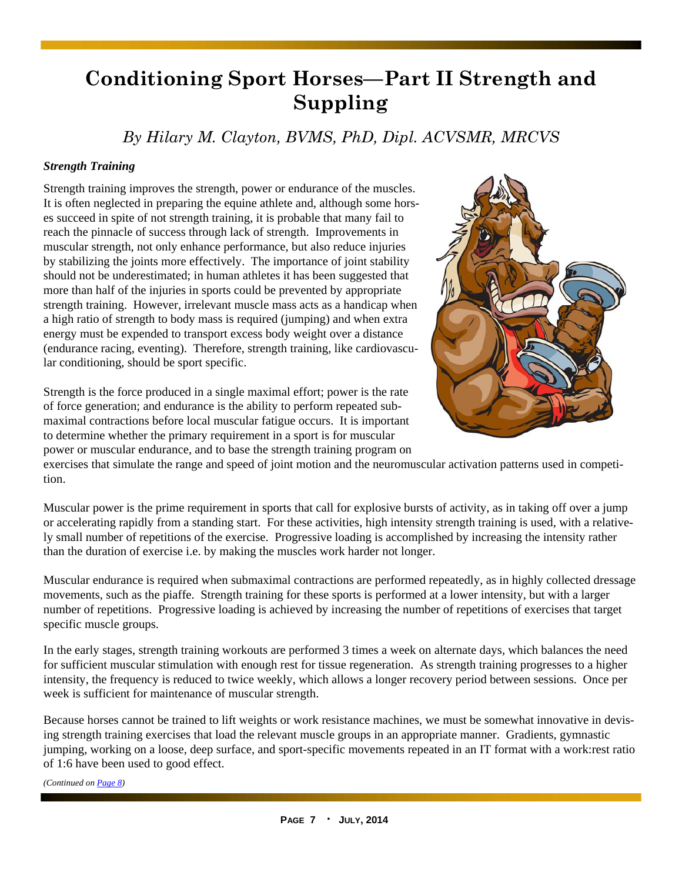# Conditioning Sport Horses—Part II Strength and Suppling

*By Hilary M. Clayton, BVMS, PhD, Dipl. ACVSMR, MRCVS*

***Strength Training***

Strength training improves the strength, power or endurance of the muscles. It is often neglected in preparing the equine athlete and, although some horses succeed in spite of not strength training, it is probable that many fail to reach the pinnacle of success through lack of strength. Improvements in muscular strength, not only enhance performance, but also reduce injuries by stabilizing the joints more effectively. The importance of joint stability should not be underestimated; in human athletes it has been suggested that more than half of the injuries in sports could be prevented by appropriate strength training. However, irrelevant muscle mass acts as a handicap when a high ratio of strength to body mass is required (jumping) and when extra energy must be expended to transport excess body weight over a distance (endurance racing, eventing). Therefore, strength training, like cardiovascular conditioning, should be sport specific.

Strength is the force produced in a single maximal effort; power is the rate of force generation; and endurance is the ability to perform repeated submaximal contractions before local muscular fatigue occurs. It is important to determine whether the primary requirement in a sport is for muscular power or muscular endurance, and to base the strength training program on exercises that simulate the range and speed of joint motion and the neuromuscular activation patterns used in competition.

Muscular power is the prime requirement in sports that call for explosive bursts of activity, as in taking off over a jump or accelerating rapidly from a standing start. For these activities, high intensity strength training is used, with a relatively small number of repetitions of the exercise. Progressive loading is accomplished by increasing the intensity rather than the duration of exercise i.e. by making the muscles work harder not longer.

Muscular endurance is required when submaximal contractions are performed repeatedly, as in highly collected dressage movements, such as the piaffe. Strength training for these sports is performed at a lower intensity, but with a larger number of repetitions. Progressive loading is achieved by increasing the number of repetitions of exercises that target specific muscle groups.

In the early stages, strength training workouts are performed 3 times a week on alternate days, which balances the need for sufficient muscular stimulation with enough rest for tissue regeneration. As strength training progresses to a higher intensity, the frequency is reduced to twice weekly, which allows a longer recovery period between sessions. Once per week is sufficient for maintenance of muscular strength.

Because horses cannot be trained to lift weights or work resistance machines, we must be somewhat innovative in devising strength training exercises that load the relevant muscle groups in an appropriate manner. Gradients, gymnastic jumping, working on a loose, deep surface, and sport-specific movements repeated in an IT format with a work:rest ratio of 1:6 have been used to good effect.

*(Continued on Page 8)*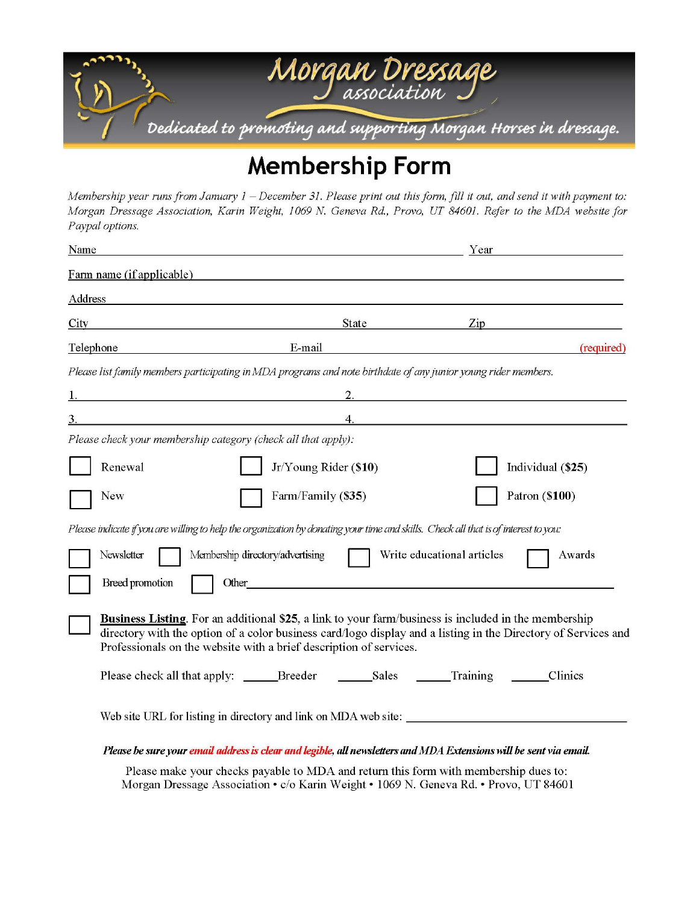# Morgan Dressage association

*Dedicated to promoting and supporting Morgan Horses in dressage.*

## Membership Form

*Membership year runs from January 1 – December 31. Please print out this form, fill it out, and send it with payment to: Morgan Dressage Association, Karin Weight, 1069 N. Geneva Rd., Provo, UT 84601. Refer to the MDA website for Paypal options.*

Name ______________________________ Year __________

Farm name (if applicable) ______________________________

Address ______________________________

City ____________________ State __________ Zip __________

Telephone ____________________ E-mail ____________________ (required)

*Please list family members participating in MDA programs and note birthdate of any junior young rider members.*

1. ____________________ 2. ____________________

3. ____________________ 4. ____________________

*Please check your membership category (check all that apply):*

- [ ] Renewal
- [ ] Jr/Young Rider (\$10)
- [ ] Individual (\$25)
- [ ] New
- [ ] Farm/Family (\$35)
- [ ] Patron (\$100)

*Please indicate if you are willing to help the organization by donating your time and skills. Check all that is of interest to you:*

- [ ] Newsletter
- [ ] Membership directory/advertising
- [ ] Write educational articles
- [ ] Awards
- [ ] Breed promotion
- [ ] Other ______________________________

- [ ] **Business Listing**. For an additional **\$25**, a link to your farm/business is included in the membership directory with the option of a color business card/logo display and a listing in the Directory of Services and Professionals on the website with a brief description of services.

Please check all that apply: _____Breeder _____Sales _____Training _____Clinics

Web site URL for listing in directory and link on MDA web site: ______________________________

***Please be sure your email address is clear and legible, all newsletters and MDA Extensions will be sent via email.***

Please make your checks payable to MDA and return this form with membership dues to:
Morgan Dressage Association • c/o Karin Weight • 1069 N. Geneva Rd. • Provo, UT 84601